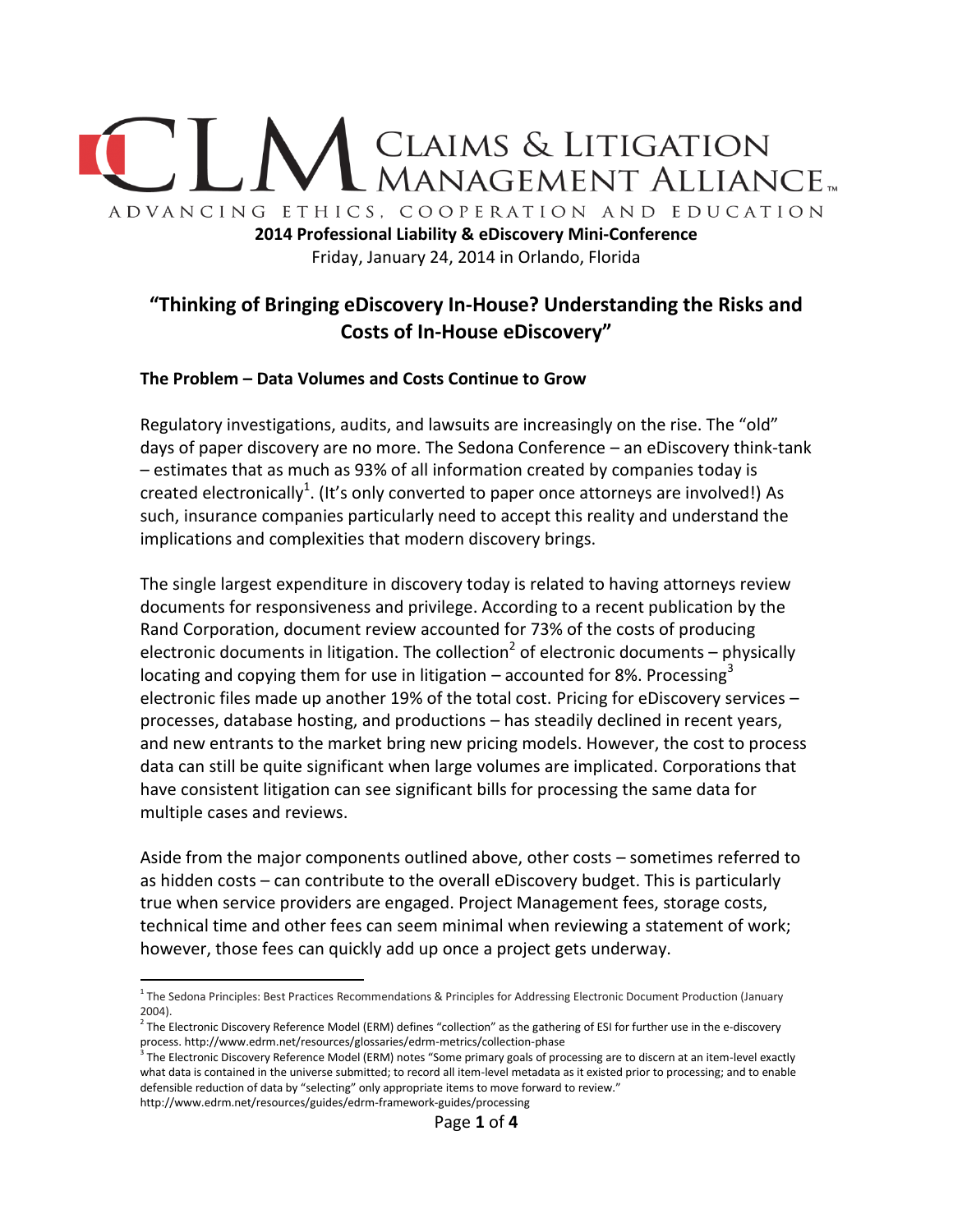# CLM Claims & Litigation Management Alliance

ADVANCING ETHICS, COOPERATION AND EDUCATION

**2014 Professional Liability & eDiscovery Mini-Conference**

Friday, January 24, 2014 in Orlando, Florida

## "Thinking of Bringing eDiscovery In-House? Understanding the Risks and Costs of In-House eDiscovery"

### The Problem – Data Volumes and Costs Continue to Grow

Regulatory investigations, audits, and lawsuits are increasingly on the rise. The "old" days of paper discovery are no more. The Sedona Conference – an eDiscovery think-tank – estimates that as much as 93% of all information created by companies today is created electronically[1]. (It's only converted to paper once attorneys are involved!) As such, insurance companies particularly need to accept this reality and understand the implications and complexities that modern discovery brings.

The single largest expenditure in discovery today is related to having attorneys review documents for responsiveness and privilege. According to a recent publication by the Rand Corporation, document review accounted for 73% of the costs of producing electronic documents in litigation. The collection[2] of electronic documents – physically locating and copying them for use in litigation – accounted for 8%. Processing[3] electronic files made up another 19% of the total cost. Pricing for eDiscovery services – processes, database hosting, and productions – has steadily declined in recent years, and new entrants to the market bring new pricing models. However, the cost to process data can still be quite significant when large volumes are implicated. Corporations that have consistent litigation can see significant bills for processing the same data for multiple cases and reviews.

Aside from the major components outlined above, other costs – sometimes referred to as hidden costs – can contribute to the overall eDiscovery budget. This is particularly true when service providers are engaged. Project Management fees, storage costs, technical time and other fees can seem minimal when reviewing a statement of work; however, those fees can quickly add up once a project gets underway.

---

[1] The Sedona Principles: Best Practices Recommendations & Principles for Addressing Electronic Document Production (January 2004).

[2] The Electronic Discovery Reference Model (ERM) defines "collection" as the gathering of ESI for further use in the e-discovery process. http://www.edrm.net/resources/glossaries/edrm-metrics/collection-phase

[3] The Electronic Discovery Reference Model (ERM) notes "Some primary goals of processing are to discern at an item-level exactly what data is contained in the universe submitted; to record all item-level metadata as it existed prior to processing; and to enable defensible reduction of data by "selecting" only appropriate items to move forward to review." http://www.edrm.net/resources/guides/edrm-framework-guides/processing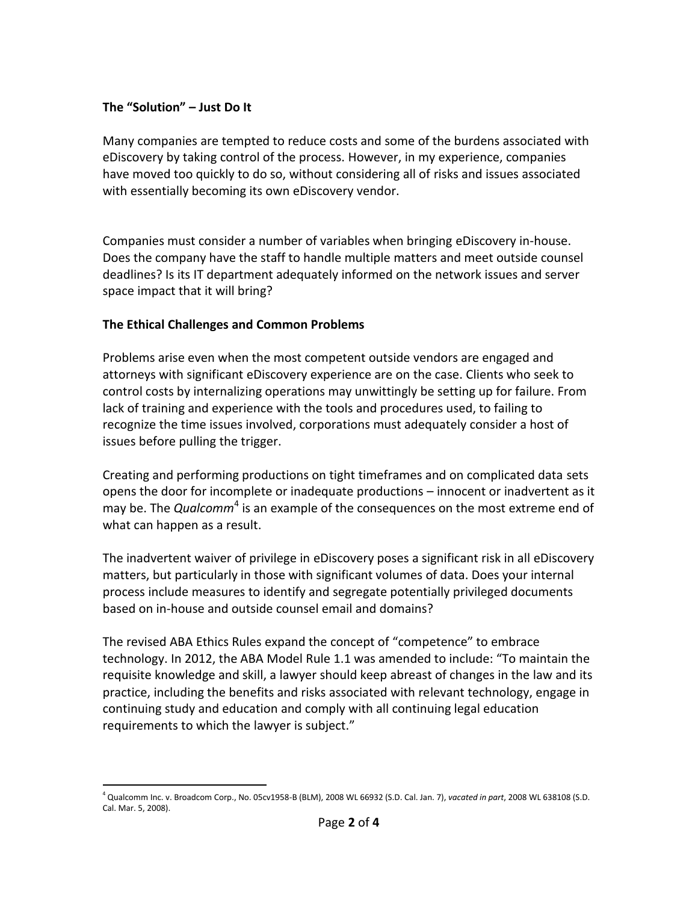**The "Solution" – Just Do It**

Many companies are tempted to reduce costs and some of the burdens associated with eDiscovery by taking control of the process. However, in my experience, companies have moved too quickly to do so, without considering all of risks and issues associated with essentially becoming its own eDiscovery vendor.

Companies must consider a number of variables when bringing eDiscovery in-house. Does the company have the staff to handle multiple matters and meet outside counsel deadlines? Is its IT department adequately informed on the network issues and server space impact that it will bring?

**The Ethical Challenges and Common Problems**

Problems arise even when the most competent outside vendors are engaged and attorneys with significant eDiscovery experience are on the case. Clients who seek to control costs by internalizing operations may unwittingly be setting up for failure. From lack of training and experience with the tools and procedures used, to failing to recognize the time issues involved, corporations must adequately consider a host of issues before pulling the trigger.

Creating and performing productions on tight timeframes and on complicated data sets opens the door for incomplete or inadequate productions – innocent or inadvertent as it may be. The *Qualcomm*[4] is an example of the consequences on the most extreme end of what can happen as a result.

The inadvertent waiver of privilege in eDiscovery poses a significant risk in all eDiscovery matters, but particularly in those with significant volumes of data. Does your internal process include measures to identify and segregate potentially privileged documents based on in-house and outside counsel email and domains?

The revised ABA Ethics Rules expand the concept of "competence" to embrace technology. In 2012, the ABA Model Rule 1.1 was amended to include: "To maintain the requisite knowledge and skill, a lawyer should keep abreast of changes in the law and its practice, including the benefits and risks associated with relevant technology, engage in continuing study and education and comply with all continuing legal education requirements to which the lawyer is subject."

---

[4] Qualcomm Inc. v. Broadcom Corp., No. 05cv1958-B (BLM), 2008 WL 66932 (S.D. Cal. Jan. 7), *vacated in part*, 2008 WL 638108 (S.D. Cal. Mar. 5, 2008).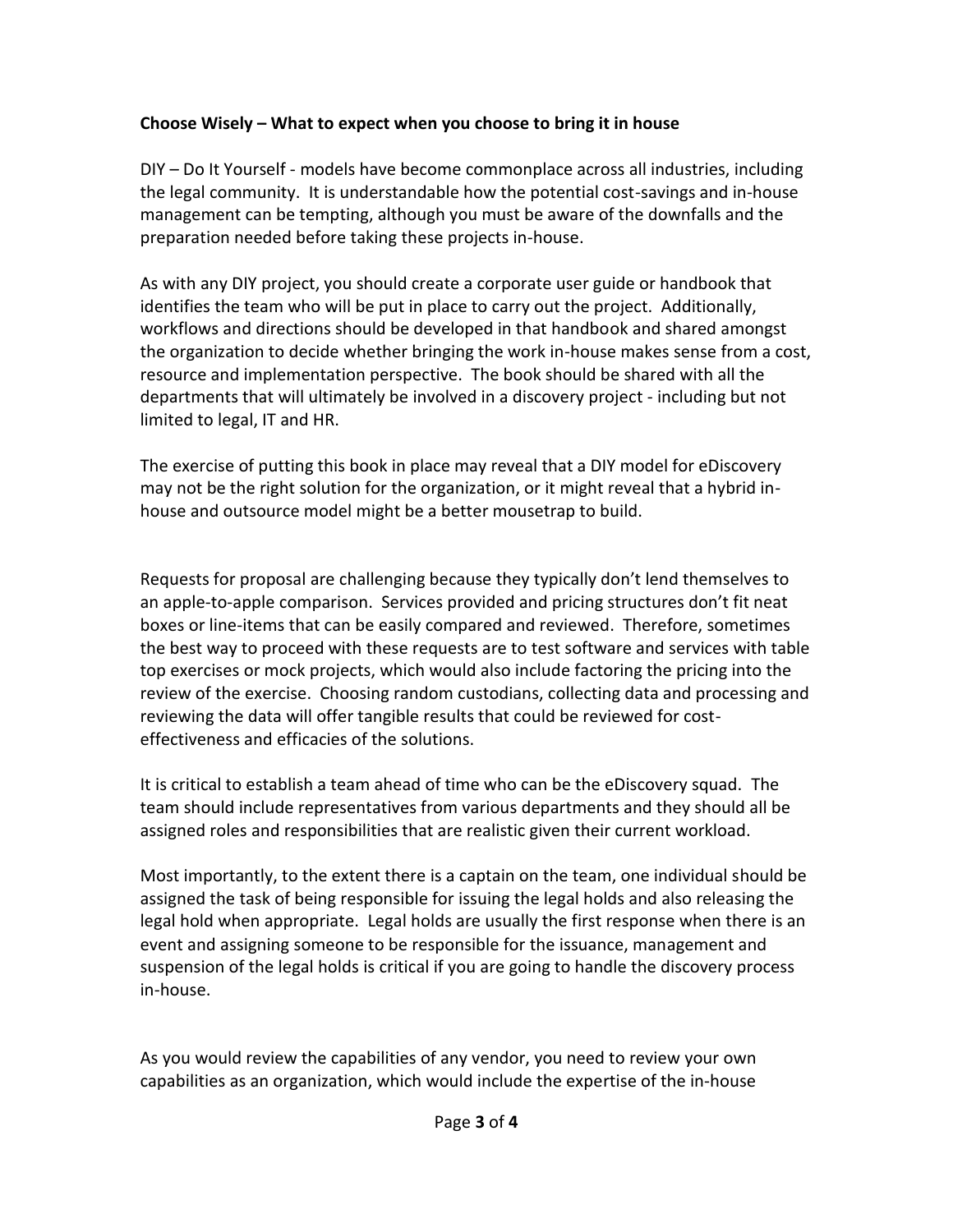**Choose Wisely – What to expect when you choose to bring it in house**

DIY – Do It Yourself - models have become commonplace across all industries, including the legal community. It is understandable how the potential cost-savings and in-house management can be tempting, although you must be aware of the downfalls and the preparation needed before taking these projects in-house.

As with any DIY project, you should create a corporate user guide or handbook that identifies the team who will be put in place to carry out the project. Additionally, workflows and directions should be developed in that handbook and shared amongst the organization to decide whether bringing the work in-house makes sense from a cost, resource and implementation perspective. The book should be shared with all the departments that will ultimately be involved in a discovery project - including but not limited to legal, IT and HR.

The exercise of putting this book in place may reveal that a DIY model for eDiscovery may not be the right solution for the organization, or it might reveal that a hybrid in-house and outsource model might be a better mousetrap to build.

Requests for proposal are challenging because they typically don't lend themselves to an apple-to-apple comparison. Services provided and pricing structures don't fit neat boxes or line-items that can be easily compared and reviewed. Therefore, sometimes the best way to proceed with these requests are to test software and services with table top exercises or mock projects, which would also include factoring the pricing into the review of the exercise. Choosing random custodians, collecting data and processing and reviewing the data will offer tangible results that could be reviewed for cost-effectiveness and efficacies of the solutions.

It is critical to establish a team ahead of time who can be the eDiscovery squad. The team should include representatives from various departments and they should all be assigned roles and responsibilities that are realistic given their current workload.

Most importantly, to the extent there is a captain on the team, one individual should be assigned the task of being responsible for issuing the legal holds and also releasing the legal hold when appropriate. Legal holds are usually the first response when there is an event and assigning someone to be responsible for the issuance, management and suspension of the legal holds is critical if you are going to handle the discovery process in-house.

As you would review the capabilities of any vendor, you need to review your own capabilities as an organization, which would include the expertise of the in-house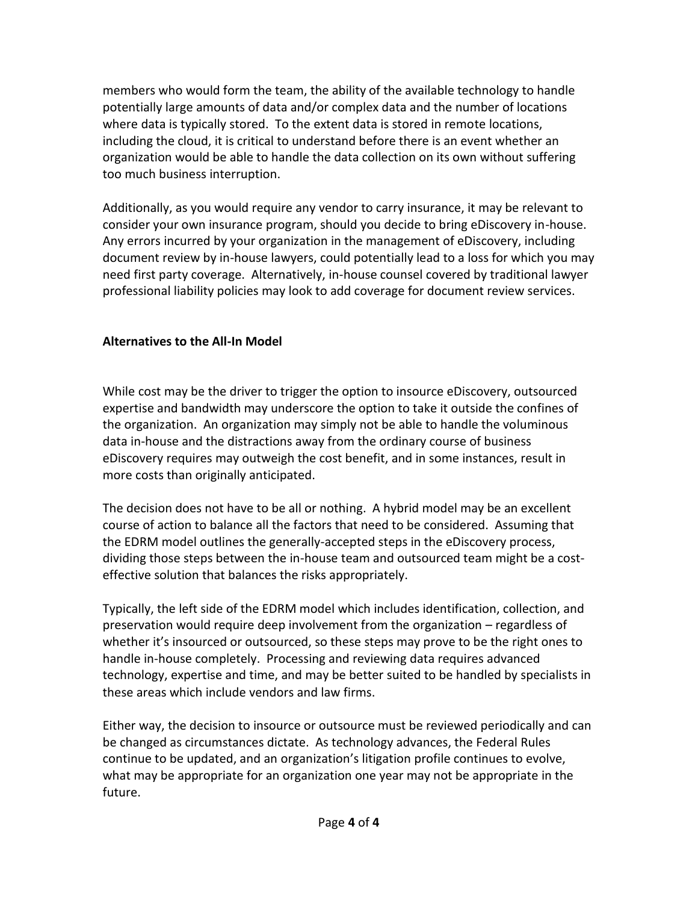members who would form the team, the ability of the available technology to handle potentially large amounts of data and/or complex data and the number of locations where data is typically stored. To the extent data is stored in remote locations, including the cloud, it is critical to understand before there is an event whether an organization would be able to handle the data collection on its own without suffering too much business interruption.

Additionally, as you would require any vendor to carry insurance, it may be relevant to consider your own insurance program, should you decide to bring eDiscovery in-house. Any errors incurred by your organization in the management of eDiscovery, including document review by in-house lawyers, could potentially lead to a loss for which you may need first party coverage. Alternatively, in-house counsel covered by traditional lawyer professional liability policies may look to add coverage for document review services.

**Alternatives to the All-In Model**

While cost may be the driver to trigger the option to insource eDiscovery, outsourced expertise and bandwidth may underscore the option to take it outside the confines of the organization. An organization may simply not be able to handle the voluminous data in-house and the distractions away from the ordinary course of business eDiscovery requires may outweigh the cost benefit, and in some instances, result in more costs than originally anticipated.

The decision does not have to be all or nothing. A hybrid model may be an excellent course of action to balance all the factors that need to be considered. Assuming that the EDRM model outlines the generally-accepted steps in the eDiscovery process, dividing those steps between the in-house team and outsourced team might be a cost-effective solution that balances the risks appropriately.

Typically, the left side of the EDRM model which includes identification, collection, and preservation would require deep involvement from the organization – regardless of whether it's insourced or outsourced, so these steps may prove to be the right ones to handle in-house completely. Processing and reviewing data requires advanced technology, expertise and time, and may be better suited to be handled by specialists in these areas which include vendors and law firms.

Either way, the decision to insource or outsource must be reviewed periodically and can be changed as circumstances dictate. As technology advances, the Federal Rules continue to be updated, and an organization's litigation profile continues to evolve, what may be appropriate for an organization one year may not be appropriate in the future.